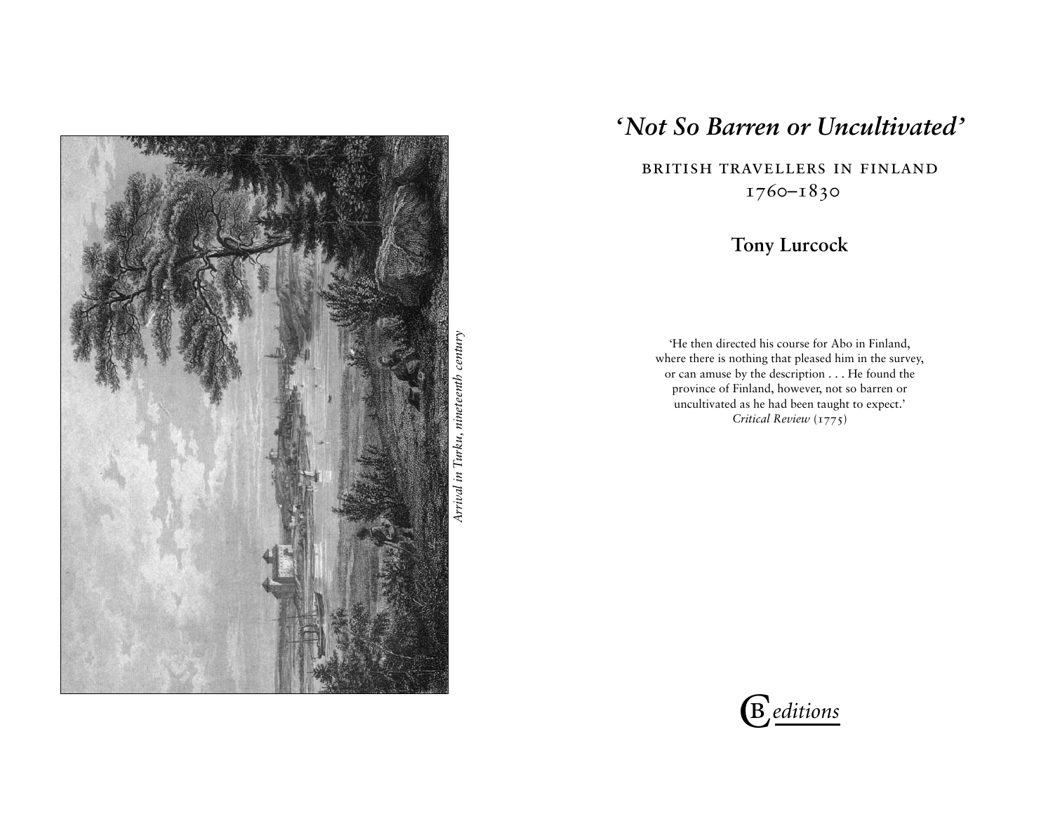*Arrival in Turku, nineteenth century*

# *'Not So Barren or Uncultivated'*

## BRITISH TRAVELLERS IN FINLAND 1760–1830

**Tony Lurcock**

'He then directed his course for Abo in Finland, where there is nothing that pleased him in the survey, or can amuse by the description . . . He found the province of Finland, however, not so barren or uncultivated as he had been taught to expect.'
*Critical Review* (1775)

CB *editions*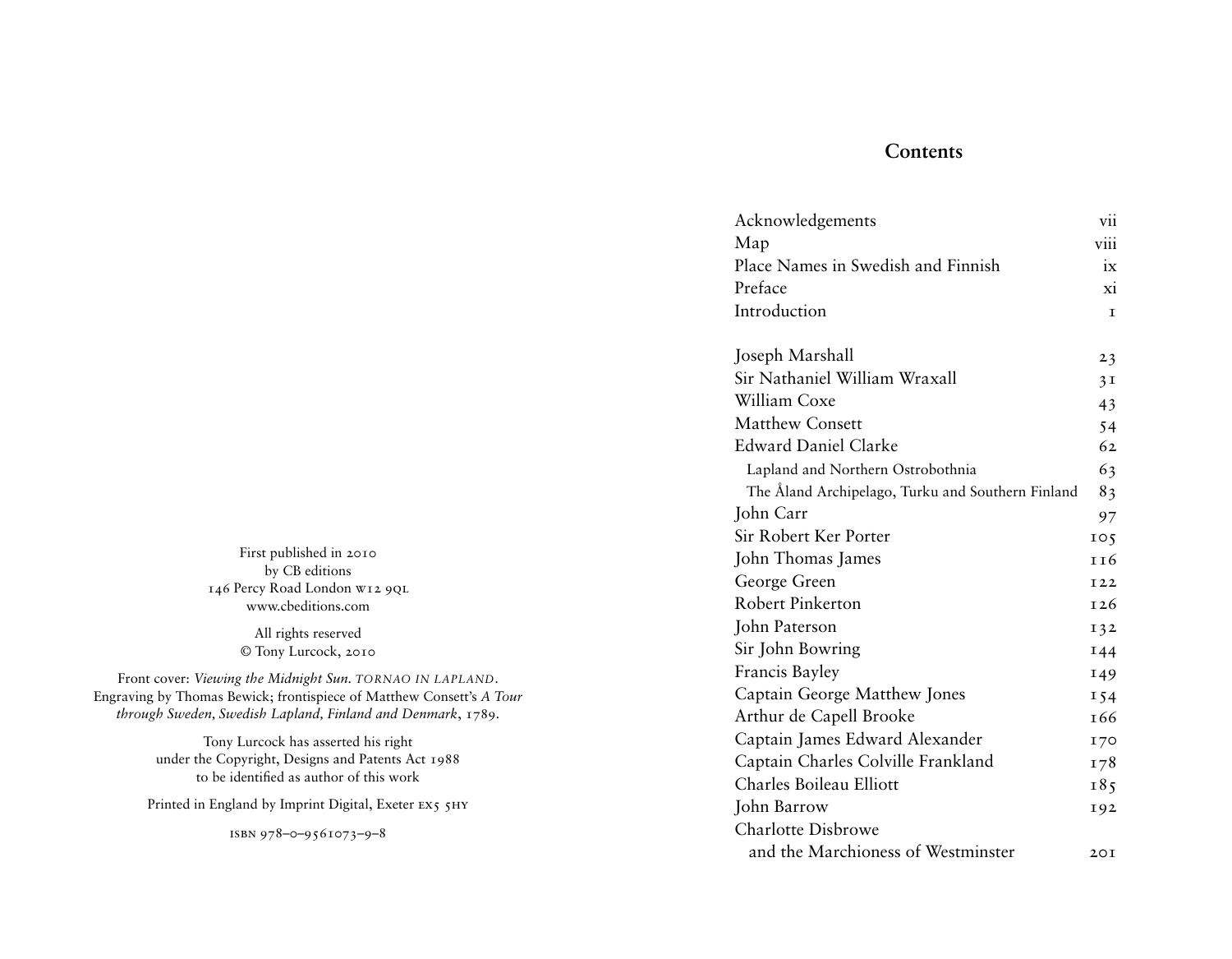First published in 2010
by CB editions
146 Percy Road London W12 9QL
www.cbeditions.com

All rights reserved
© Tony Lurcock, 2010

Front cover: *Viewing the Midnight Sun. TORNAO IN LAPLAND.* Engraving by Thomas Bewick; frontispiece of Matthew Consett's *A Tour through Sweden, Swedish Lapland, Finland and Denmark*, 1789.

Tony Lurcock has asserted his right under the Copyright, Designs and Patents Act 1988 to be identified as author of this work

Printed in England by Imprint Digital, Exeter EX5 5HY

ISBN 978–0–9561073–9–8

## Contents

| | |
|---|---|
| Acknowledgements | vii |
| Map | viii |
| Place Names in Swedish and Finnish | ix |
| Preface | xi |
| Introduction | 1 |
| | |
| Joseph Marshall | 23 |
| Sir Nathaniel William Wraxall | 31 |
| William Coxe | 43 |
| Matthew Consett | 54 |
| Edward Daniel Clarke | 62 |
| Lapland and Northern Ostrobothnia | 63 |
| The Åland Archipelago, Turku and Southern Finland | 83 |
| John Carr | 97 |
| Sir Robert Ker Porter | 105 |
| John Thomas James | 116 |
| George Green | 122 |
| Robert Pinkerton | 126 |
| John Paterson | 132 |
| Sir John Bowring | 144 |
| Francis Bayley | 149 |
| Captain George Matthew Jones | 154 |
| Arthur de Capell Brooke | 166 |
| Captain James Edward Alexander | 170 |
| Captain Charles Colville Frankland | 178 |
| Charles Boileau Elliott | 185 |
| John Barrow | 192 |
| Charlotte Disbrowe and the Marchioness of Westminster | 201 |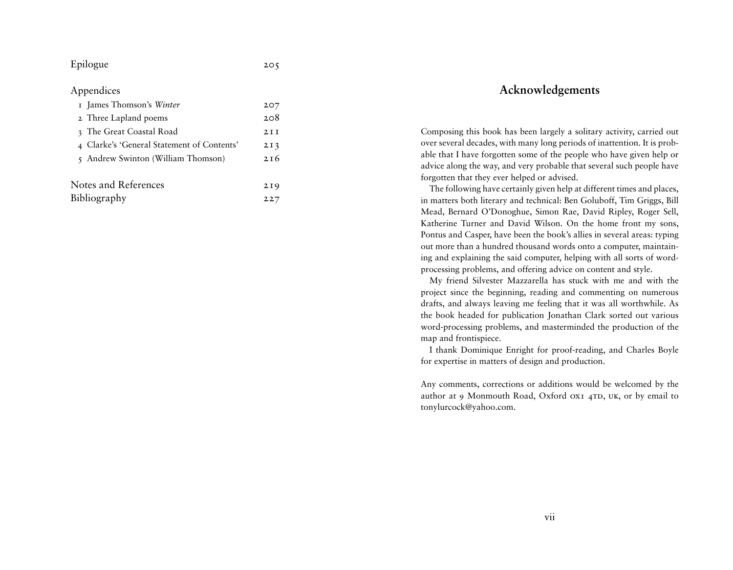| | |
|---|---|
| Epilogue | 205 |
| **Appendices** | |
| 1 James Thomson's *Winter* | 207 |
| 2 Three Lapland poems | 208 |
| 3 The Great Coastal Road | 211 |
| 4 Clarke's 'General Statement of Contents' | 213 |
| 5 Andrew Swinton (William Thomson) | 216 |
| Notes and References | 219 |
| Bibliography | 227 |

# Acknowledgements

Composing this book has been largely a solitary activity, carried out over several decades, with many long periods of inattention. It is probable that I have forgotten some of the people who have given help or advice along the way, and very probable that several such people have forgotten that they ever helped or advised.

The following have certainly given help at different times and places, in matters both literary and technical: Ben Goluboff, Tim Griggs, Bill Mead, Bernard O'Donoghue, Simon Rae, David Ripley, Roger Sell, Katherine Turner and David Wilson. On the home front my sons, Pontus and Casper, have been the book's allies in several areas: typing out more than a hundred thousand words onto a computer, maintaining and explaining the said computer, helping with all sorts of word-processing problems, and offering advice on content and style.

My friend Silvester Mazzarella has stuck with me and with the project since the beginning, reading and commenting on numerous drafts, and always leaving me feeling that it was all worthwhile. As the book headed for publication Jonathan Clark sorted out various word-processing problems, and masterminded the production of the map and frontispiece.

I thank Dominique Enright for proof-reading, and Charles Boyle for expertise in matters of design and production.

Any comments, corrections or additions would be welcomed by the author at 9 Monmouth Road, Oxford OX1 4TD, UK, or by email to tonylurcock@yahoo.com.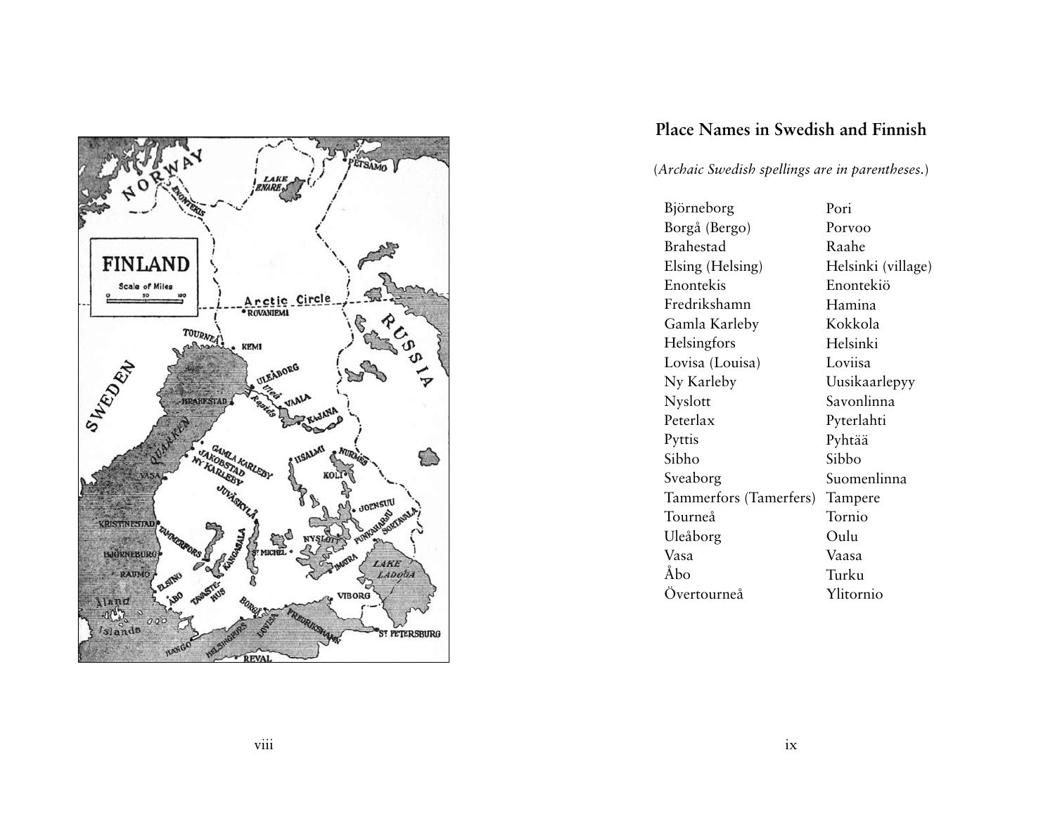## Place Names in Swedish and Finnish

*(Archaic Swedish spellings are in parentheses.)*

| Swedish | Finnish |
|---|---|
| Björneborg | Pori |
| Borgå (Bergo) | Porvoo |
| Brahestad | Raahe |
| Elsing (Helsing) | Helsinki (village) |
| Enontekis | Enontekiö |
| Fredrikshamn | Hamina |
| Gamla Karleby | Kokkola |
| Helsingfors | Helsinki |
| Lovisa (Louisa) | Loviisa |
| Ny Karleby | Uusikaarlepyy |
| Nyslott | Savonlinna |
| Peterlax | Pyterlahti |
| Pyttis | Pyhtää |
| Sibho | Sibbo |
| Sveaborg | Suomenlinna |
| Tammerfors (Tamerfers) | Tampere |
| Tourneå | Tornio |
| Uleåborg | Oulu |
| Vasa | Vaasa |
| Åbo | Turku |
| Övertourneå | Ylitornio |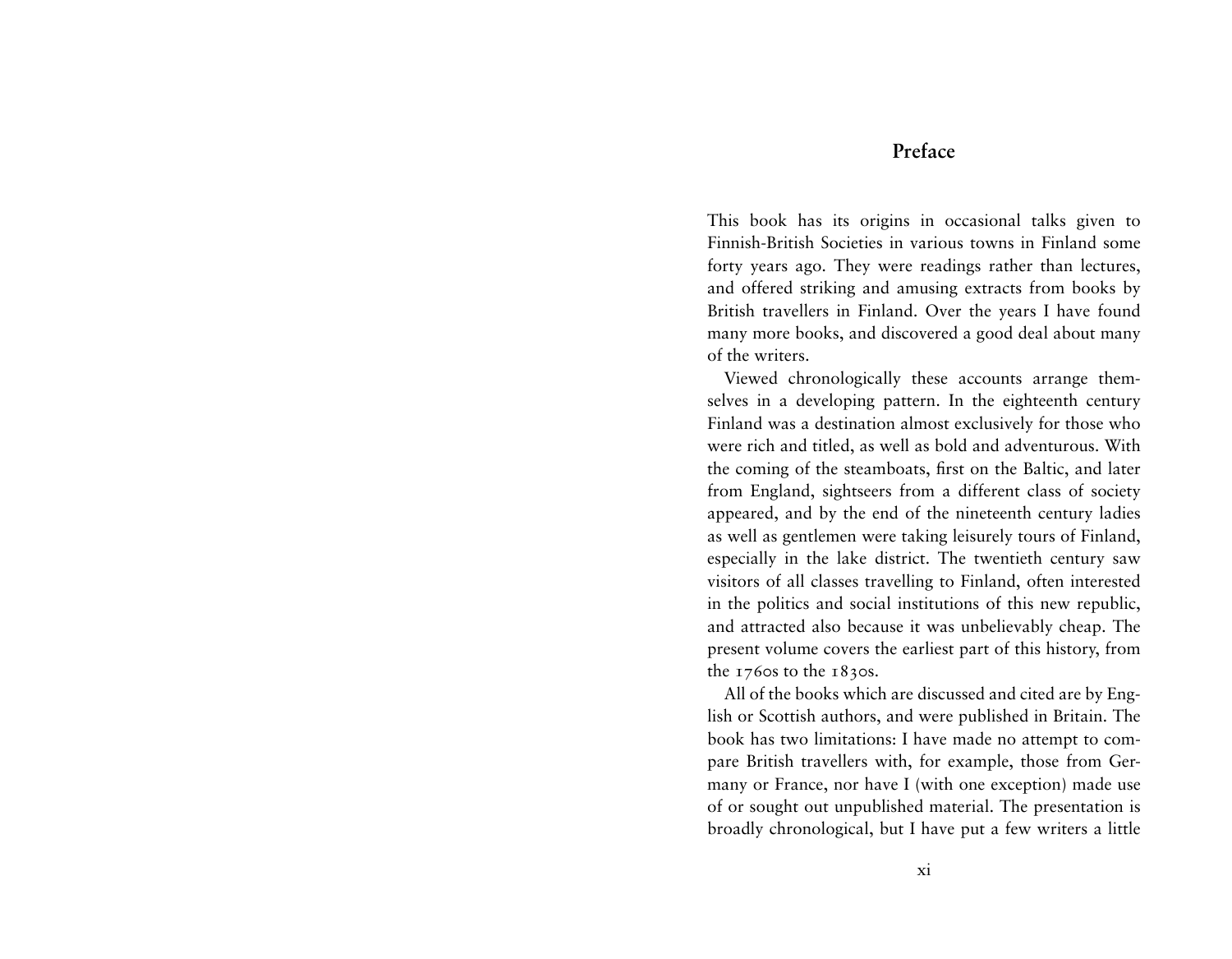# Preface

This book has its origins in occasional talks given to Finnish-British Societies in various towns in Finland some forty years ago. They were readings rather than lectures, and offered striking and amusing extracts from books by British travellers in Finland. Over the years I have found many more books, and discovered a good deal about many of the writers.

Viewed chronologically these accounts arrange themselves in a developing pattern. In the eighteenth century Finland was a destination almost exclusively for those who were rich and titled, as well as bold and adventurous. With the coming of the steamboats, first on the Baltic, and later from England, sightseers from a different class of society appeared, and by the end of the nineteenth century ladies as well as gentlemen were taking leisurely tours of Finland, especially in the lake district. The twentieth century saw visitors of all classes travelling to Finland, often interested in the politics and social institutions of this new republic, and attracted also because it was unbelievably cheap. The present volume covers the earliest part of this history, from the 1760s to the 1830s.

All of the books which are discussed and cited are by English or Scottish authors, and were published in Britain. The book has two limitations: I have made no attempt to compare British travellers with, for example, those from Germany or France, nor have I (with one exception) made use of or sought out unpublished material. The presentation is broadly chronological, but I have put a few writers a little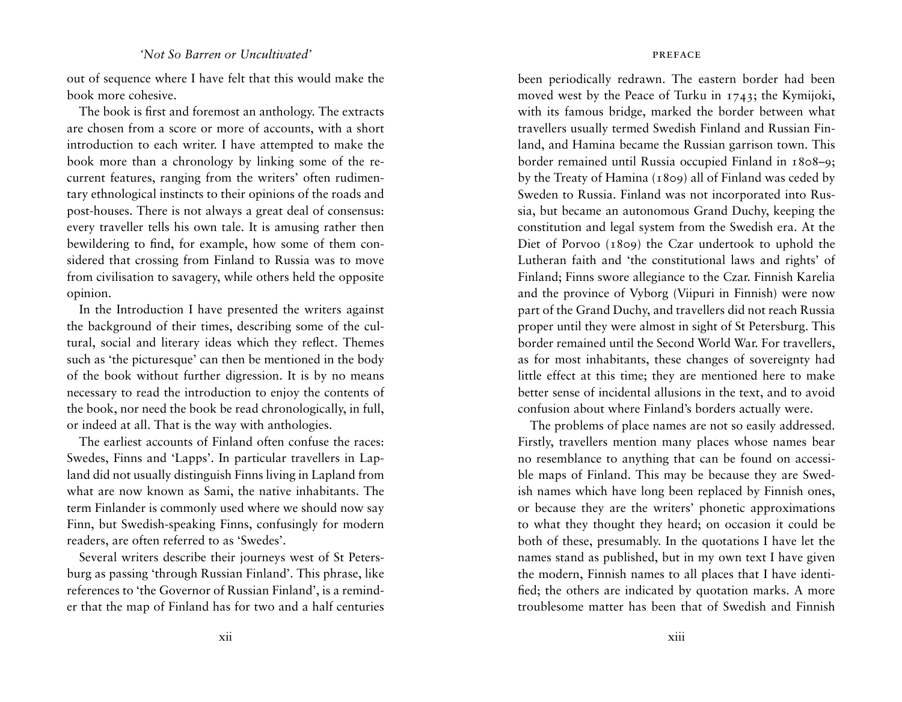out of sequence where I have felt that this would make the book more cohesive.

The book is first and foremost an anthology. The extracts are chosen from a score or more of accounts, with a short introduction to each writer. I have attempted to make the book more than a chronology by linking some of the recurrent features, ranging from the writers' often rudimentary ethnological instincts to their opinions of the roads and post-houses. There is not always a great deal of consensus: every traveller tells his own tale. It is amusing rather then bewildering to find, for example, how some of them considered that crossing from Finland to Russia was to move from civilisation to savagery, while others held the opposite opinion.

In the Introduction I have presented the writers against the background of their times, describing some of the cultural, social and literary ideas which they reflect. Themes such as 'the picturesque' can then be mentioned in the body of the book without further digression. It is by no means necessary to read the introduction to enjoy the contents of the book, nor need the book be read chronologically, in full, or indeed at all. That is the way with anthologies.

The earliest accounts of Finland often confuse the races: Swedes, Finns and 'Lapps'. In particular travellers in Lapland did not usually distinguish Finns living in Lapland from what are now known as Sami, the native inhabitants. The term Finlander is commonly used where we should now say Finn, but Swedish-speaking Finns, confusingly for modern readers, are often referred to as 'Swedes'.

Several writers describe their journeys west of St Petersburg as passing 'through Russian Finland'. This phrase, like references to 'the Governor of Russian Finland', is a reminder that the map of Finland has for two and a half centuries been periodically redrawn. The eastern border had been moved west by the Peace of Turku in 1743; the Kymijoki, with its famous bridge, marked the border between what travellers usually termed Swedish Finland and Russian Finland, and Hamina became the Russian garrison town. This border remained until Russia occupied Finland in 1808–9; by the Treaty of Hamina (1809) all of Finland was ceded by Sweden to Russia. Finland was not incorporated into Russia, but became an autonomous Grand Duchy, keeping the constitution and legal system from the Swedish era. At the Diet of Porvoo (1809) the Czar undertook to uphold the Lutheran faith and 'the constitutional laws and rights' of Finland; Finns swore allegiance to the Czar. Finnish Karelia and the province of Vyborg (Viipuri in Finnish) were now part of the Grand Duchy, and travellers did not reach Russia proper until they were almost in sight of St Petersburg. This border remained until the Second World War. For travellers, as for most inhabitants, these changes of sovereignty had little effect at this time; they are mentioned here to make better sense of incidental allusions in the text, and to avoid confusion about where Finland's borders actually were.

The problems of place names are not so easily addressed. Firstly, travellers mention many places whose names bear no resemblance to anything that can be found on accessible maps of Finland. This may be because they are Swedish names which have long been replaced by Finnish ones, or because they are the writers' phonetic approximations to what they thought they heard; on occasion it could be both of these, presumably. In the quotations I have let the names stand as published, but in my own text I have given the modern, Finnish names to all places that I have identified; the others are indicated by quotation marks. A more troublesome matter has been that of Swedish and Finnish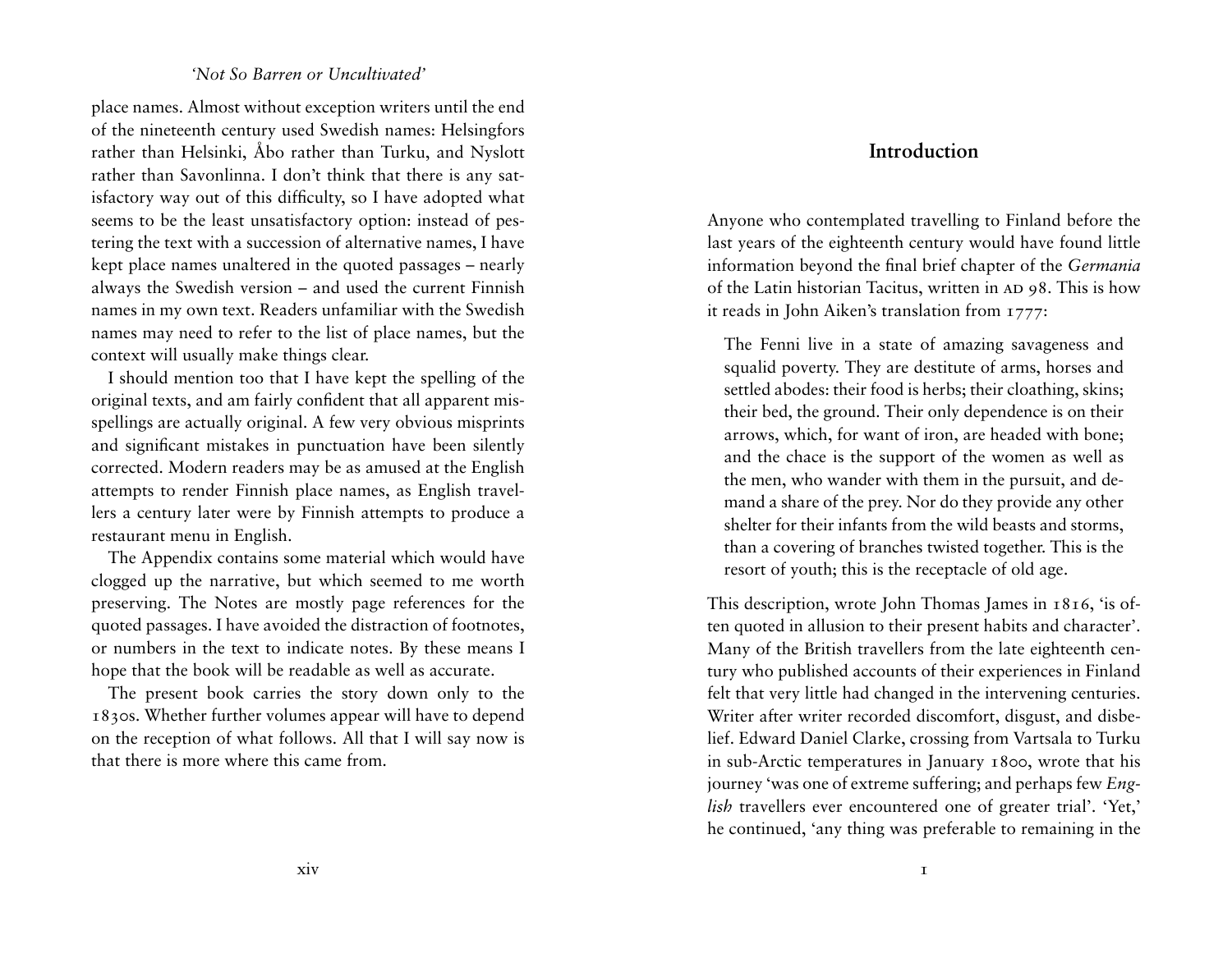place names. Almost without exception writers until the end of the nineteenth century used Swedish names: Helsingfors rather than Helsinki, Åbo rather than Turku, and Nyslott rather than Savonlinna. I don't think that there is any satisfactory way out of this difficulty, so I have adopted what seems to be the least unsatisfactory option: instead of pestering the text with a succession of alternative names, I have kept place names unaltered in the quoted passages – nearly always the Swedish version – and used the current Finnish names in my own text. Readers unfamiliar with the Swedish names may need to refer to the list of place names, but the context will usually make things clear.

I should mention too that I have kept the spelling of the original texts, and am fairly confident that all apparent misspellings are actually original. A few very obvious misprints and significant mistakes in punctuation have been silently corrected. Modern readers may be as amused at the English attempts to render Finnish place names, as English travellers a century later were by Finnish attempts to produce a restaurant menu in English.

The Appendix contains some material which would have clogged up the narrative, but which seemed to me worth preserving. The Notes are mostly page references for the quoted passages. I have avoided the distraction of footnotes, or numbers in the text to indicate notes. By these means I hope that the book will be readable as well as accurate.

The present book carries the story down only to the 1830s. Whether further volumes appear will have to depend on the reception of what follows. All that I will say now is that there is more where this came from.

## Introduction

Anyone who contemplated travelling to Finland before the last years of the eighteenth century would have found little information beyond the final brief chapter of the *Germania* of the Latin historian Tacitus, written in AD 98. This is how it reads in John Aiken's translation from 1777:

> The Fenni live in a state of amazing savageness and squalid poverty. They are destitute of arms, horses and settled abodes: their food is herbs; their cloathing, skins; their bed, the ground. Their only dependence is on their arrows, which, for want of iron, are headed with bone; and the chace is the support of the women as well as the men, who wander with them in the pursuit, and demand a share of the prey. Nor do they provide any other shelter for their infants from the wild beasts and storms, than a covering of branches twisted together. This is the resort of youth; this is the receptacle of old age.

This description, wrote John Thomas James in 1816, 'is often quoted in allusion to their present habits and character'. Many of the British travellers from the late eighteenth century who published accounts of their experiences in Finland felt that very little had changed in the intervening centuries. Writer after writer recorded discomfort, disgust, and disbelief. Edward Daniel Clarke, crossing from Vartsala to Turku in sub-Arctic temperatures in January 1800, wrote that his journey 'was one of extreme suffering; and perhaps few *English* travellers ever encountered one of greater trial'. 'Yet,' he continued, 'any thing was preferable to remaining in the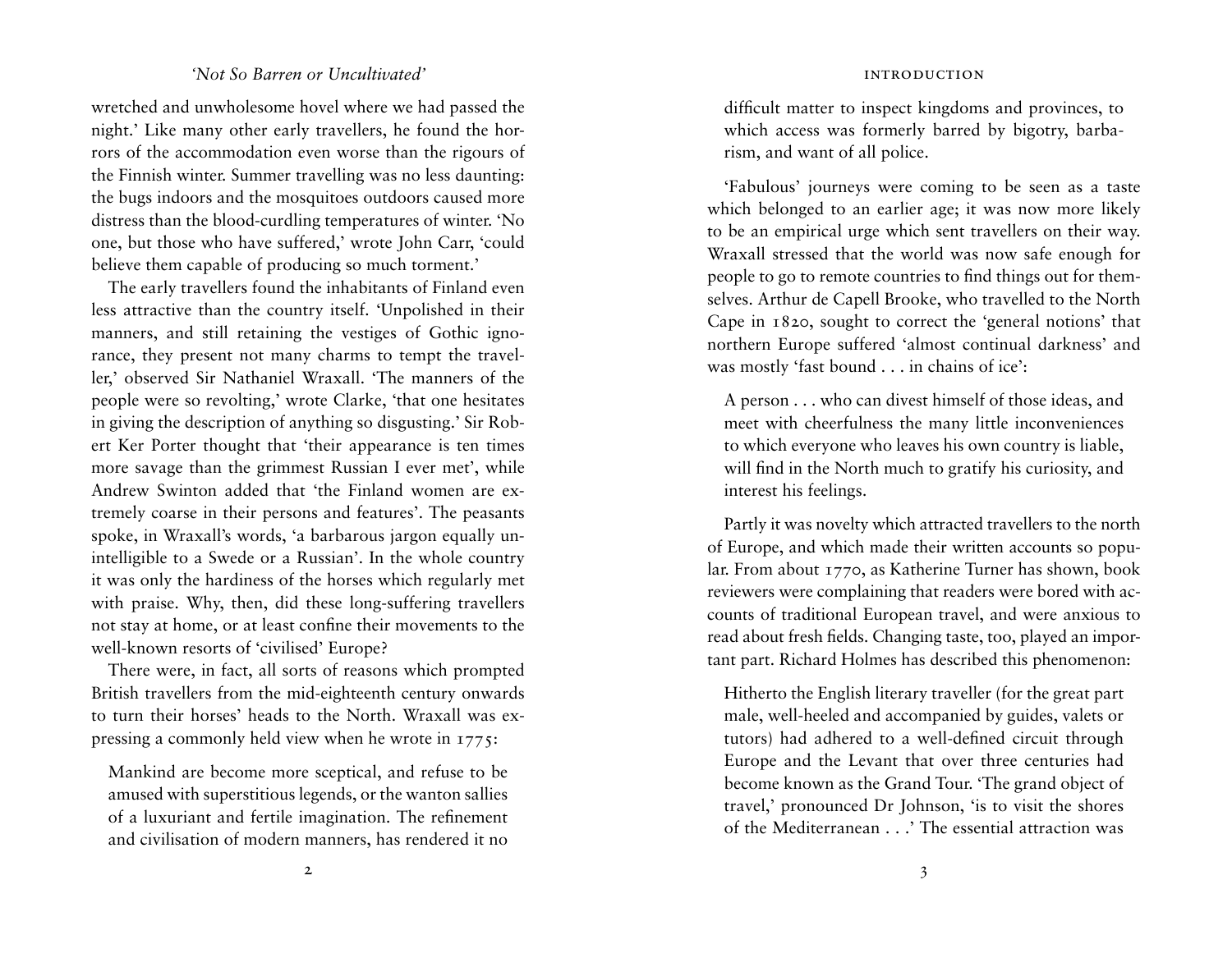wretched and unwholesome hovel where we had passed the night.' Like many other early travellers, he found the horrors of the accommodation even worse than the rigours of the Finnish winter. Summer travelling was no less daunting: the bugs indoors and the mosquitoes outdoors caused more distress than the blood-curdling temperatures of winter. 'No one, but those who have suffered,' wrote John Carr, 'could believe them capable of producing so much torment.'

The early travellers found the inhabitants of Finland even less attractive than the country itself. 'Unpolished in their manners, and still retaining the vestiges of Gothic ignorance, they present not many charms to tempt the traveller,' observed Sir Nathaniel Wraxall. 'The manners of the people were so revolting,' wrote Clarke, 'that one hesitates in giving the description of anything so disgusting.' Sir Robert Ker Porter thought that 'their appearance is ten times more savage than the grimmest Russian I ever met', while Andrew Swinton added that 'the Finland women are extremely coarse in their persons and features'. The peasants spoke, in Wraxall's words, 'a barbarous jargon equally unintelligible to a Swede or a Russian'. In the whole country it was only the hardiness of the horses which regularly met with praise. Why, then, did these long-suffering travellers not stay at home, or at least confine their movements to the well-known resorts of 'civilised' Europe?

There were, in fact, all sorts of reasons which prompted British travellers from the mid-eighteenth century onwards to turn their horses' heads to the North. Wraxall was expressing a commonly held view when he wrote in 1775:

> Mankind are become more sceptical, and refuse to be amused with superstitious legends, or the wanton sallies of a luxuriant and fertile imagination. The refinement and civilisation of modern manners, has rendered it no difficult matter to inspect kingdoms and provinces, to which access was formerly barred by bigotry, barbarism, and want of all police.

'Fabulous' journeys were coming to be seen as a taste which belonged to an earlier age; it was now more likely to be an empirical urge which sent travellers on their way. Wraxall stressed that the world was now safe enough for people to go to remote countries to find things out for themselves. Arthur de Capell Brooke, who travelled to the North Cape in 1820, sought to correct the 'general notions' that northern Europe suffered 'almost continual darkness' and was mostly 'fast bound . . . in chains of ice':

> A person . . . who can divest himself of those ideas, and meet with cheerfulness the many little inconveniences to which everyone who leaves his own country is liable, will find in the North much to gratify his curiosity, and interest his feelings.

Partly it was novelty which attracted travellers to the north of Europe, and which made their written accounts so popular. From about 1770, as Katherine Turner has shown, book reviewers were complaining that readers were bored with accounts of traditional European travel, and were anxious to read about fresh fields. Changing taste, too, played an important part. Richard Holmes has described this phenomenon:

> Hitherto the English literary traveller (for the great part male, well-heeled and accompanied by guides, valets or tutors) had adhered to a well-defined circuit through Europe and the Levant that over three centuries had become known as the Grand Tour. 'The grand object of travel,' pronounced Dr Johnson, 'is to visit the shores of the Mediterranean . . .' The essential attraction was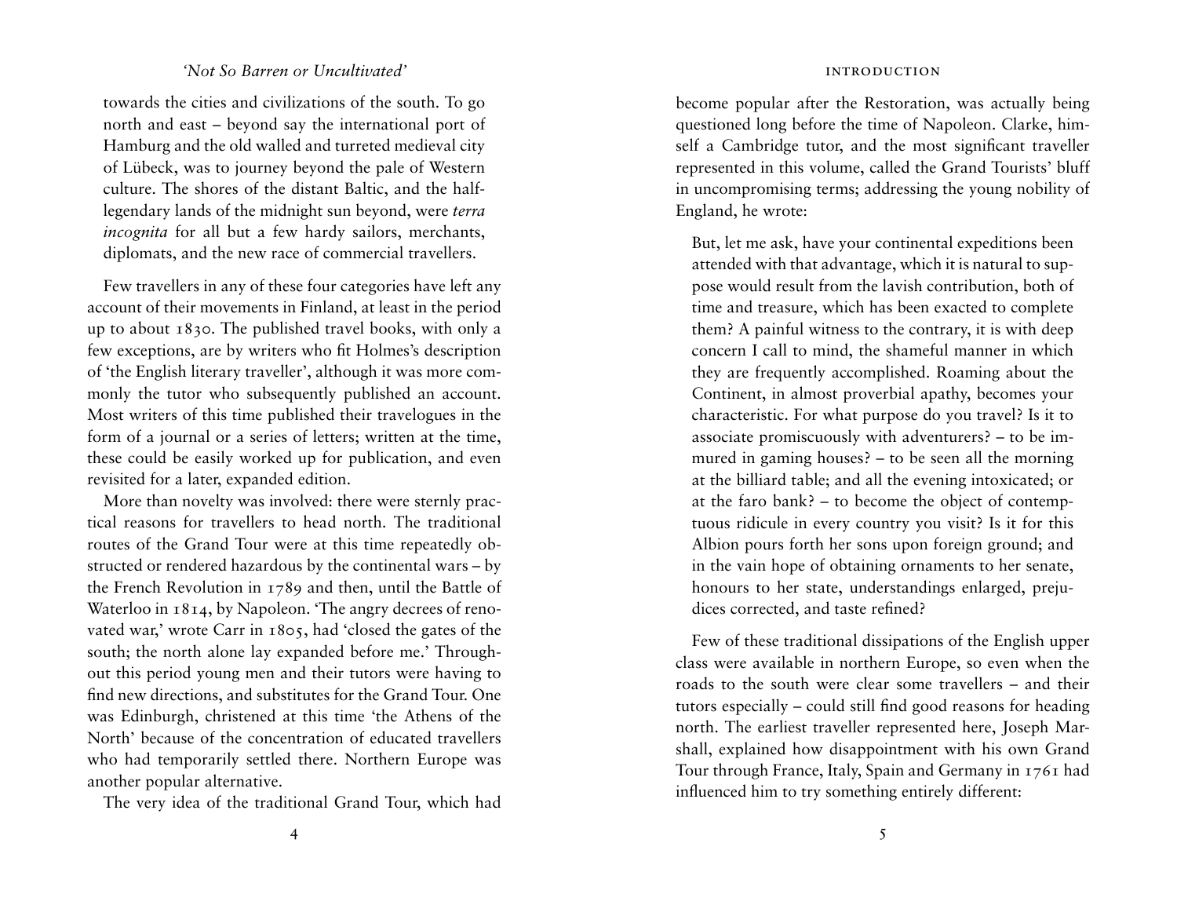towards the cities and civilizations of the south. To go north and east – beyond say the international port of Hamburg and the old walled and turreted medieval city of Lübeck, was to journey beyond the pale of Western culture. The shores of the distant Baltic, and the half-legendary lands of the midnight sun beyond, were *terra incognita* for all but a few hardy sailors, merchants, diplomats, and the new race of commercial travellers.

Few travellers in any of these four categories have left any account of their movements in Finland, at least in the period up to about 1830. The published travel books, with only a few exceptions, are by writers who fit Holmes's description of 'the English literary traveller', although it was more commonly the tutor who subsequently published an account. Most writers of this time published their travelogues in the form of a journal or a series of letters; written at the time, these could be easily worked up for publication, and even revisited for a later, expanded edition.

More than novelty was involved: there were sternly practical reasons for travellers to head north. The traditional routes of the Grand Tour were at this time repeatedly obstructed or rendered hazardous by the continental wars – by the French Revolution in 1789 and then, until the Battle of Waterloo in 1814, by Napoleon. 'The angry decrees of renovated war,' wrote Carr in 1805, had 'closed the gates of the south; the north alone lay expanded before me.' Throughout this period young men and their tutors were having to find new directions, and substitutes for the Grand Tour. One was Edinburgh, christened at this time 'the Athens of the North' because of the concentration of educated travellers who had temporarily settled there. Northern Europe was another popular alternative.

The very idea of the traditional Grand Tour, which had become popular after the Restoration, was actually being questioned long before the time of Napoleon. Clarke, himself a Cambridge tutor, and the most significant traveller represented in this volume, called the Grand Tourists' bluff in uncompromising terms; addressing the young nobility of England, he wrote:

> But, let me ask, have your continental expeditions been attended with that advantage, which it is natural to suppose would result from the lavish contribution, both of time and treasure, which has been exacted to complete them? A painful witness to the contrary, it is with deep concern I call to mind, the shameful manner in which they are frequently accomplished. Roaming about the Continent, in almost proverbial apathy, becomes your characteristic. For what purpose do you travel? Is it to associate promiscuously with adventurers? – to be immured in gaming houses? – to be seen all the morning at the billiard table; and all the evening intoxicated; or at the faro bank? – to become the object of contemptuous ridicule in every country you visit? Is it for this Albion pours forth her sons upon foreign ground; and in the vain hope of obtaining ornaments to her senate, honours to her state, understandings enlarged, prejudices corrected, and taste refined?

Few of these traditional dissipations of the English upper class were available in northern Europe, so even when the roads to the south were clear some travellers – and their tutors especially – could still find good reasons for heading north. The earliest traveller represented here, Joseph Marshall, explained how disappointment with his own Grand Tour through France, Italy, Spain and Germany in 1761 had influenced him to try something entirely different: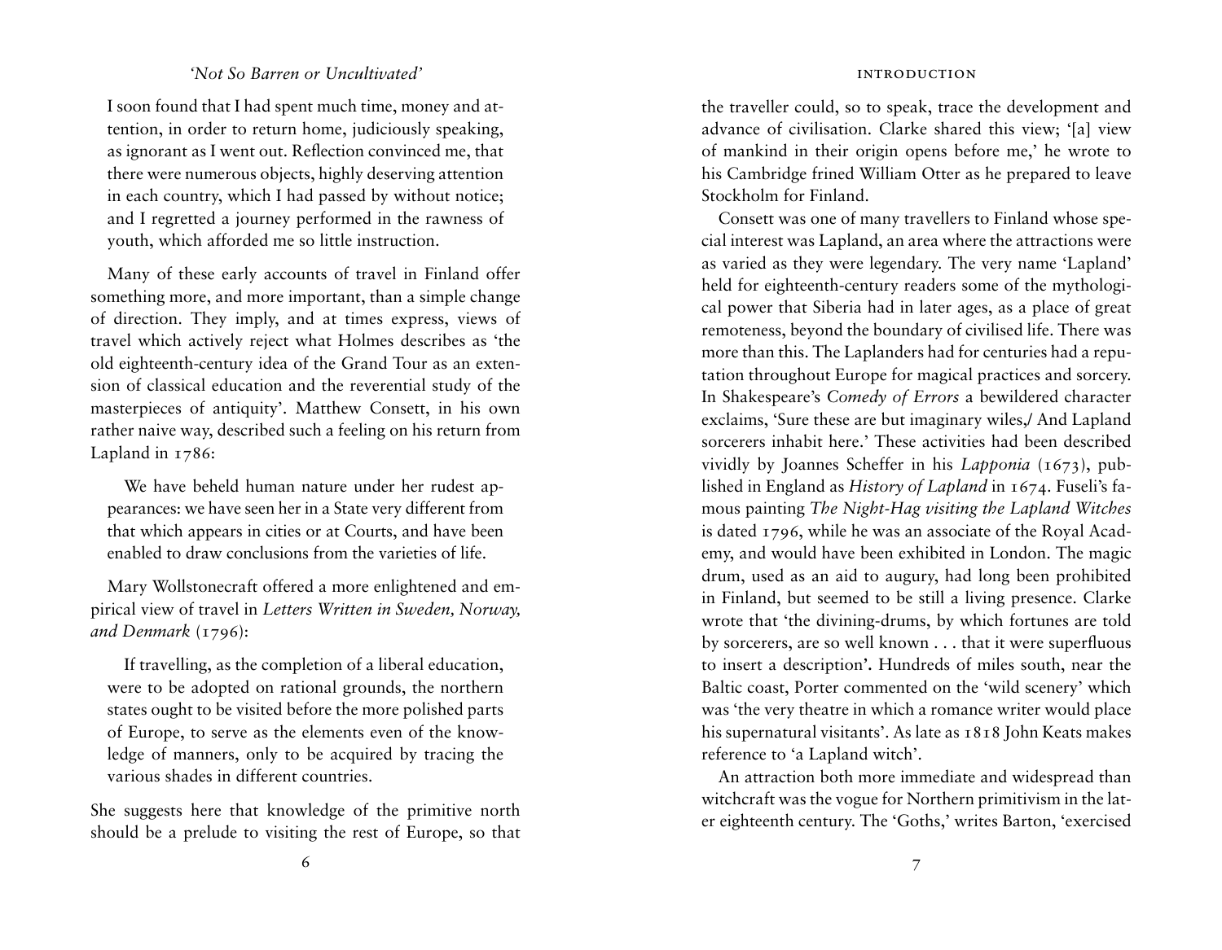I soon found that I had spent much time, money and attention, in order to return home, judiciously speaking, as ignorant as I went out. Reflection convinced me, that there were numerous objects, highly deserving attention in each country, which I had passed by without notice; and I regretted a journey performed in the rawness of youth, which afforded me so little instruction.

Many of these early accounts of travel in Finland offer something more, and more important, than a simple change of direction. They imply, and at times express, views of travel which actively reject what Holmes describes as 'the old eighteenth-century idea of the Grand Tour as an extension of classical education and the reverential study of the masterpieces of antiquity'. Matthew Consett, in his own rather naive way, described such a feeling on his return from Lapland in 1786:

> We have beheld human nature under her rudest appearances: we have seen her in a State very different from that which appears in cities or at Courts, and have been enabled to draw conclusions from the varieties of life.

Mary Wollstonecraft offered a more enlightened and empirical view of travel in *Letters Written in Sweden, Norway, and Denmark* (1796):

> If travelling, as the completion of a liberal education, were to be adopted on rational grounds, the northern states ought to be visited before the more polished parts of Europe, to serve as the elements even of the knowledge of manners, only to be acquired by tracing the various shades in different countries.

She suggests here that knowledge of the primitive north should be a prelude to visiting the rest of Europe, so that the traveller could, so to speak, trace the development and advance of civilisation. Clarke shared this view; '[a] view of mankind in their origin opens before me,' he wrote to his Cambridge frined William Otter as he prepared to leave Stockholm for Finland.

Consett was one of many travellers to Finland whose special interest was Lapland, an area where the attractions were as varied as they were legendary. The very name 'Lapland' held for eighteenth-century readers some of the mythological power that Siberia had in later ages, as a place of great remoteness, beyond the boundary of civilised life. There was more than this. The Laplanders had for centuries had a reputation throughout Europe for magical practices and sorcery. In Shakespeare's *Comedy of Errors* a bewildered character exclaims, 'Sure these are but imaginary wiles,/ And Lapland sorcerers inhabit here.' These activities had been described vividly by Joannes Scheffer in his *Lapponia* (1673), published in England as *History of Lapland* in 1674. Fuseli's famous painting *The Night-Hag visiting the Lapland Witches* is dated 1796, while he was an associate of the Royal Academy, and would have been exhibited in London. The magic drum, used as an aid to augury, had long been prohibited in Finland, but seemed to be still a living presence. Clarke wrote that 'the divining-drums, by which fortunes are told by sorcerers, are so well known . . . that it were superfluous to insert a description'. Hundreds of miles south, near the Baltic coast, Porter commented on the 'wild scenery' which was 'the very theatre in which a romance writer would place his supernatural visitants'. As late as 1818 John Keats makes reference to 'a Lapland witch'.

An attraction both more immediate and widespread than witchcraft was the vogue for Northern primitivism in the later eighteenth century. The 'Goths,' writes Barton, 'exercised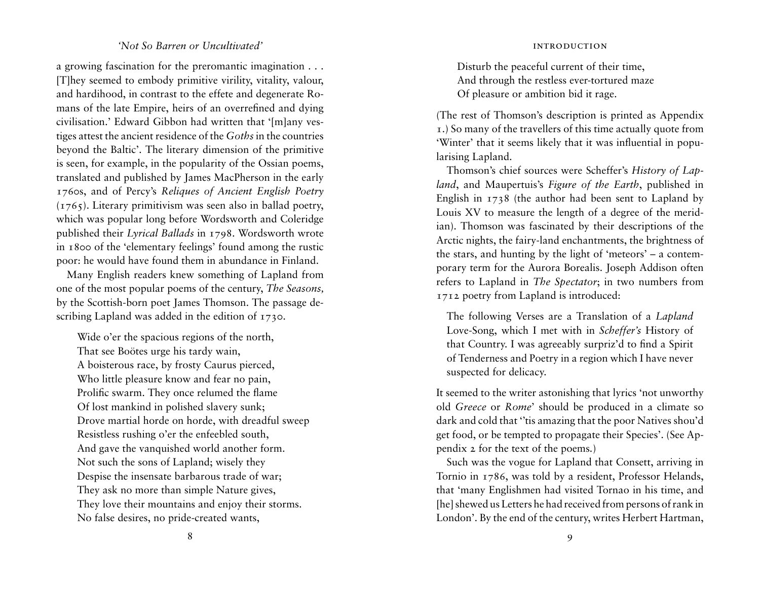a growing fascination for the preromantic imagination . . . [T]hey seemed to embody primitive virility, vitality, valour, and hardihood, in contrast to the effete and degenerate Romans of the late Empire, heirs of an overrefined and dying civilisation.' Edward Gibbon had written that '[m]any vestiges attest the ancient residence of the *Goths* in the countries beyond the Baltic'. The literary dimension of the primitive is seen, for example, in the popularity of the Ossian poems, translated and published by James MacPherson in the early 1760s, and of Percy's *Reliques of Ancient English Poetry* (1765). Literary primitivism was seen also in ballad poetry, which was popular long before Wordsworth and Coleridge published their *Lyrical Ballads* in 1798. Wordsworth wrote in 1800 of the 'elementary feelings' found among the rustic poor: he would have found them in abundance in Finland.

Many English readers knew something of Lapland from one of the most popular poems of the century, *The Seasons,* by the Scottish-born poet James Thomson. The passage describing Lapland was added in the edition of 1730.

> Wide o'er the spacious regions of the north,
> That see Boötes urge his tardy wain,
> A boisterous race, by frosty Caurus pierced,
> Who little pleasure know and fear no pain,
> Prolific swarm. They once relumed the flame
> Of lost mankind in polished slavery sunk;
> Drove martial horde on horde, with dreadful sweep
> Resistless rushing o'er the enfeebled south,
> And gave the vanquished world another form.
> Not such the sons of Lapland; wisely they
> Despise the insensate barbarous trade of war;
> They ask no more than simple Nature gives,
> They love their mountains and enjoy their storms.
> No false desires, no pride-created wants,
> Disturb the peaceful current of their time,
> And through the restless ever-tortured maze
> Of pleasure or ambition bid it rage.

(The rest of Thomson's description is printed as Appendix 1.) So many of the travellers of this time actually quote from 'Winter' that it seems likely that it was influential in popularising Lapland.

Thomson's chief sources were Scheffer's *History of Lapland*, and Maupertuis's *Figure of the Earth*, published in English in 1738 (the author had been sent to Lapland by Louis XV to measure the length of a degree of the meridian). Thomson was fascinated by their descriptions of the Arctic nights, the fairy-land enchantments, the brightness of the stars, and hunting by the light of 'meteors' – a contemporary term for the Aurora Borealis. Joseph Addison often refers to Lapland in *The Spectator*; in two numbers from 1712 poetry from Lapland is introduced:

> The following Verses are a Translation of a *Lapland* Love-Song, which I met with in *Scheffer's* History of that Country. I was agreeably surpriz'd to find a Spirit of Tenderness and Poetry in a region which I have never suspected for delicacy.

It seemed to the writer astonishing that lyrics 'not unworthy old *Greece* or *Rome*' should be produced in a climate so dark and cold that ''tis amazing that the poor Natives shou'd get food, or be tempted to propagate their Species'. (See Appendix 2 for the text of the poems.)

Such was the vogue for Lapland that Consett, arriving in Tornio in 1786, was told by a resident, Professor Helands, that 'many Englishmen had visited Tornao in his time, and [he] shewed us Letters he had received from persons of rank in London'. By the end of the century, writes Herbert Hartman,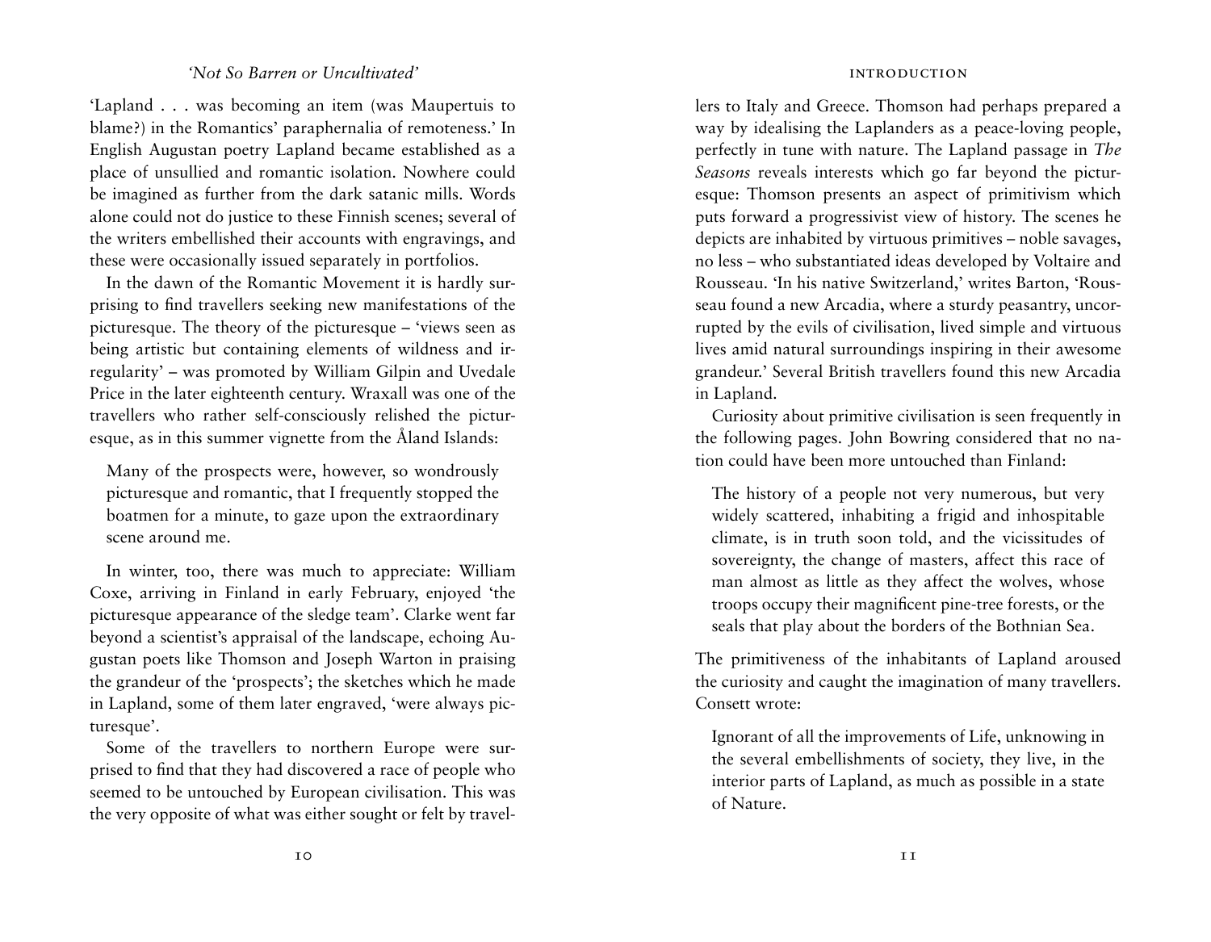'Lapland . . . was becoming an item (was Maupertuis to blame?) in the Romantics' paraphernalia of remoteness.' In English Augustan poetry Lapland became established as a place of unsullied and romantic isolation. Nowhere could be imagined as further from the dark satanic mills. Words alone could not do justice to these Finnish scenes; several of the writers embellished their accounts with engravings, and these were occasionally issued separately in portfolios.

In the dawn of the Romantic Movement it is hardly surprising to find travellers seeking new manifestations of the picturesque. The theory of the picturesque – 'views seen as being artistic but containing elements of wildness and irregularity' – was promoted by William Gilpin and Uvedale Price in the later eighteenth century. Wraxall was one of the travellers who rather self-consciously relished the picturesque, as in this summer vignette from the Åland Islands:

> Many of the prospects were, however, so wondrously picturesque and romantic, that I frequently stopped the boatmen for a minute, to gaze upon the extraordinary scene around me.

In winter, too, there was much to appreciate: William Coxe, arriving in Finland in early February, enjoyed 'the picturesque appearance of the sledge team'. Clarke went far beyond a scientist's appraisal of the landscape, echoing Augustan poets like Thomson and Joseph Warton in praising the grandeur of the 'prospects'; the sketches which he made in Lapland, some of them later engraved, 'were always picturesque'.

Some of the travellers to northern Europe were surprised to find that they had discovered a race of people who seemed to be untouched by European civilisation. This was the very opposite of what was either sought or felt by travellers to Italy and Greece. Thomson had perhaps prepared a way by idealising the Laplanders as a peace-loving people, perfectly in tune with nature. The Lapland passage in *The Seasons* reveals interests which go far beyond the picturesque: Thomson presents an aspect of primitivism which puts forward a progressivist view of history. The scenes he depicts are inhabited by virtuous primitives – noble savages, no less – who substantiated ideas developed by Voltaire and Rousseau. 'In his native Switzerland,' writes Barton, 'Rousseau found a new Arcadia, where a sturdy peasantry, uncorrupted by the evils of civilisation, lived simple and virtuous lives amid natural surroundings inspiring in their awesome grandeur.' Several British travellers found this new Arcadia in Lapland.

Curiosity about primitive civilisation is seen frequently in the following pages. John Bowring considered that no nation could have been more untouched than Finland:

> The history of a people not very numerous, but very widely scattered, inhabiting a frigid and inhospitable climate, is in truth soon told, and the vicissitudes of sovereignty, the change of masters, affect this race of man almost as little as they affect the wolves, whose troops occupy their magnificent pine-tree forests, or the seals that play about the borders of the Bothnian Sea.

The primitiveness of the inhabitants of Lapland aroused the curiosity and caught the imagination of many travellers. Consett wrote:

> Ignorant of all the improvements of Life, unknowing in the several embellishments of society, they live, in the interior parts of Lapland, as much as possible in a state of Nature.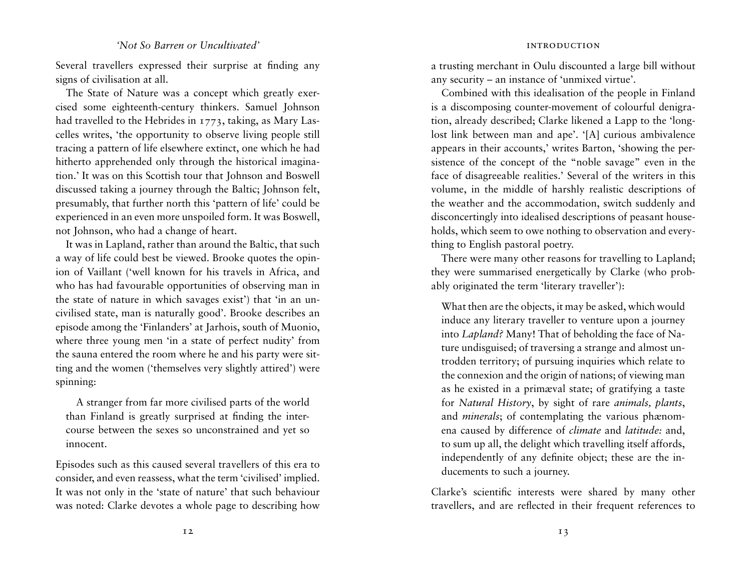Several travellers expressed their surprise at finding any signs of civilisation at all.

The State of Nature was a concept which greatly exercised some eighteenth-century thinkers. Samuel Johnson had travelled to the Hebrides in 1773, taking, as Mary Lascelles writes, 'the opportunity to observe living people still tracing a pattern of life elsewhere extinct, one which he had hitherto apprehended only through the historical imagination.' It was on this Scottish tour that Johnson and Boswell discussed taking a journey through the Baltic; Johnson felt, presumably, that further north this 'pattern of life' could be experienced in an even more unspoiled form. It was Boswell, not Johnson, who had a change of heart.

It was in Lapland, rather than around the Baltic, that such a way of life could best be viewed. Brooke quotes the opinion of Vaillant ('well known for his travels in Africa, and who has had favourable opportunities of observing man in the state of nature in which savages exist') that 'in an uncivilised state, man is naturally good'. Brooke describes an episode among the 'Finlanders' at Jarhois, south of Muonio, where three young men 'in a state of perfect nudity' from the sauna entered the room where he and his party were sitting and the women ('themselves very slightly attired') were spinning:

> A stranger from far more civilised parts of the world than Finland is greatly surprised at finding the intercourse between the sexes so unconstrained and yet so innocent.

Episodes such as this caused several travellers of this era to consider, and even reassess, what the term 'civilised' implied. It was not only in the 'state of nature' that such behaviour was noted: Clarke devotes a whole page to describing how a trusting merchant in Oulu discounted a large bill without any security – an instance of 'unmixed virtue'.

Combined with this idealisation of the people in Finland is a discomposing counter-movement of colourful denigration, already described; Clarke likened a Lapp to the 'long-lost link between man and ape'. '[A] curious ambivalence appears in their accounts,' writes Barton, 'showing the persistence of the concept of the "noble savage" even in the face of disagreeable realities.' Several of the writers in this volume, in the middle of harshly realistic descriptions of the weather and the accommodation, switch suddenly and disconcertingly into idealised descriptions of peasant households, which seem to owe nothing to observation and everything to English pastoral poetry.

There were many other reasons for travelling to Lapland; they were summarised energetically by Clarke (who probably originated the term 'literary traveller'):

> What then are the objects, it may be asked, which would induce any literary traveller to venture upon a journey into *Lapland?* Many! That of beholding the face of Nature undisguised; of traversing a strange and almost untrodden territory; of pursuing inquiries which relate to the connexion and the origin of nations; of viewing man as he existed in a primæval state; of gratifying a taste for *Natural History*, by sight of rare *animals, plants*, and *minerals*; of contemplating the various phænomena caused by difference of *climate* and *latitude:* and, to sum up all, the delight which travelling itself affords, independently of any definite object; these are the inducements to such a journey.

Clarke's scientific interests were shared by many other travellers, and are reflected in their frequent references to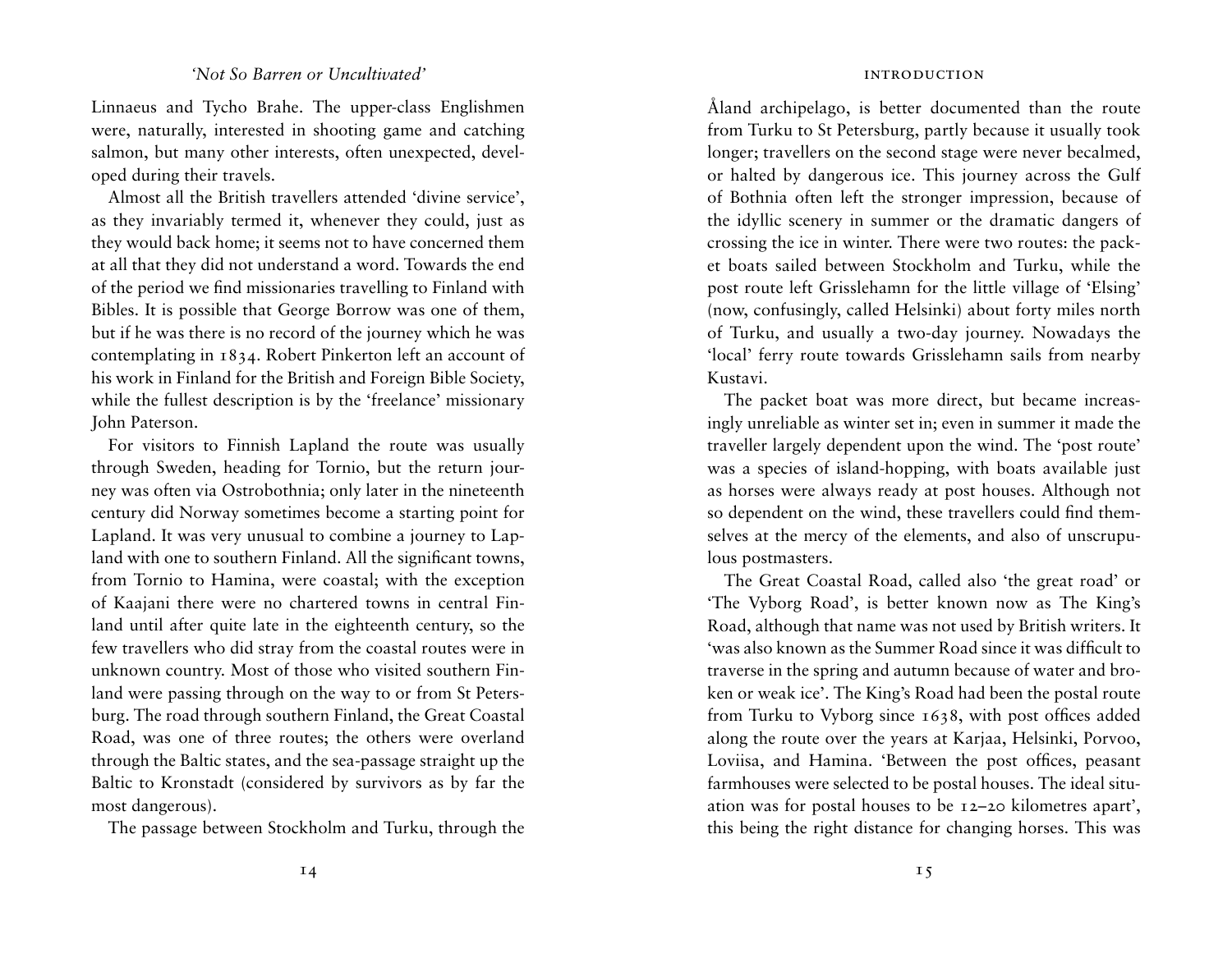Linnaeus and Tycho Brahe. The upper-class Englishmen were, naturally, interested in shooting game and catching salmon, but many other interests, often unexpected, developed during their travels.

Almost all the British travellers attended 'divine service', as they invariably termed it, whenever they could, just as they would back home; it seems not to have concerned them at all that they did not understand a word. Towards the end of the period we find missionaries travelling to Finland with Bibles. It is possible that George Borrow was one of them, but if he was there is no record of the journey which he was contemplating in 1834. Robert Pinkerton left an account of his work in Finland for the British and Foreign Bible Society, while the fullest description is by the 'freelance' missionary John Paterson.

For visitors to Finnish Lapland the route was usually through Sweden, heading for Tornio, but the return journey was often via Ostrobothnia; only later in the nineteenth century did Norway sometimes become a starting point for Lapland. It was very unusual to combine a journey to Lapland with one to southern Finland. All the significant towns, from Tornio to Hamina, were coastal; with the exception of Kaajani there were no chartered towns in central Finland until after quite late in the eighteenth century, so the few travellers who did stray from the coastal routes were in unknown country. Most of those who visited southern Finland were passing through on the way to or from St Petersburg. The road through southern Finland, the Great Coastal Road, was one of three routes; the others were overland through the Baltic states, and the sea-passage straight up the Baltic to Kronstadt (considered by survivors as by far the most dangerous).

The passage between Stockholm and Turku, through the Åland archipelago, is better documented than the route from Turku to St Petersburg, partly because it usually took longer; travellers on the second stage were never becalmed, or halted by dangerous ice. This journey across the Gulf of Bothnia often left the stronger impression, because of the idyllic scenery in summer or the dramatic dangers of crossing the ice in winter. There were two routes: the packet boats sailed between Stockholm and Turku, while the post route left Grisslehamn for the little village of 'Elsing' (now, confusingly, called Helsinki) about forty miles north of Turku, and usually a two-day journey. Nowadays the 'local' ferry route towards Grisslehamn sails from nearby Kustavi.

The packet boat was more direct, but became increasingly unreliable as winter set in; even in summer it made the traveller largely dependent upon the wind. The 'post route' was a species of island-hopping, with boats available just as horses were always ready at post houses. Although not so dependent on the wind, these travellers could find themselves at the mercy of the elements, and also of unscrupulous postmasters.

The Great Coastal Road, called also 'the great road' or 'The Vyborg Road', is better known now as The King's Road, although that name was not used by British writers. It 'was also known as the Summer Road since it was difficult to traverse in the spring and autumn because of water and broken or weak ice'. The King's Road had been the postal route from Turku to Vyborg since 1638, with post offices added along the route over the years at Karjaa, Helsinki, Porvoo, Loviisa, and Hamina. 'Between the post offices, peasant farmhouses were selected to be postal houses. The ideal situation was for postal houses to be 12–20 kilometres apart', this being the right distance for changing horses. This was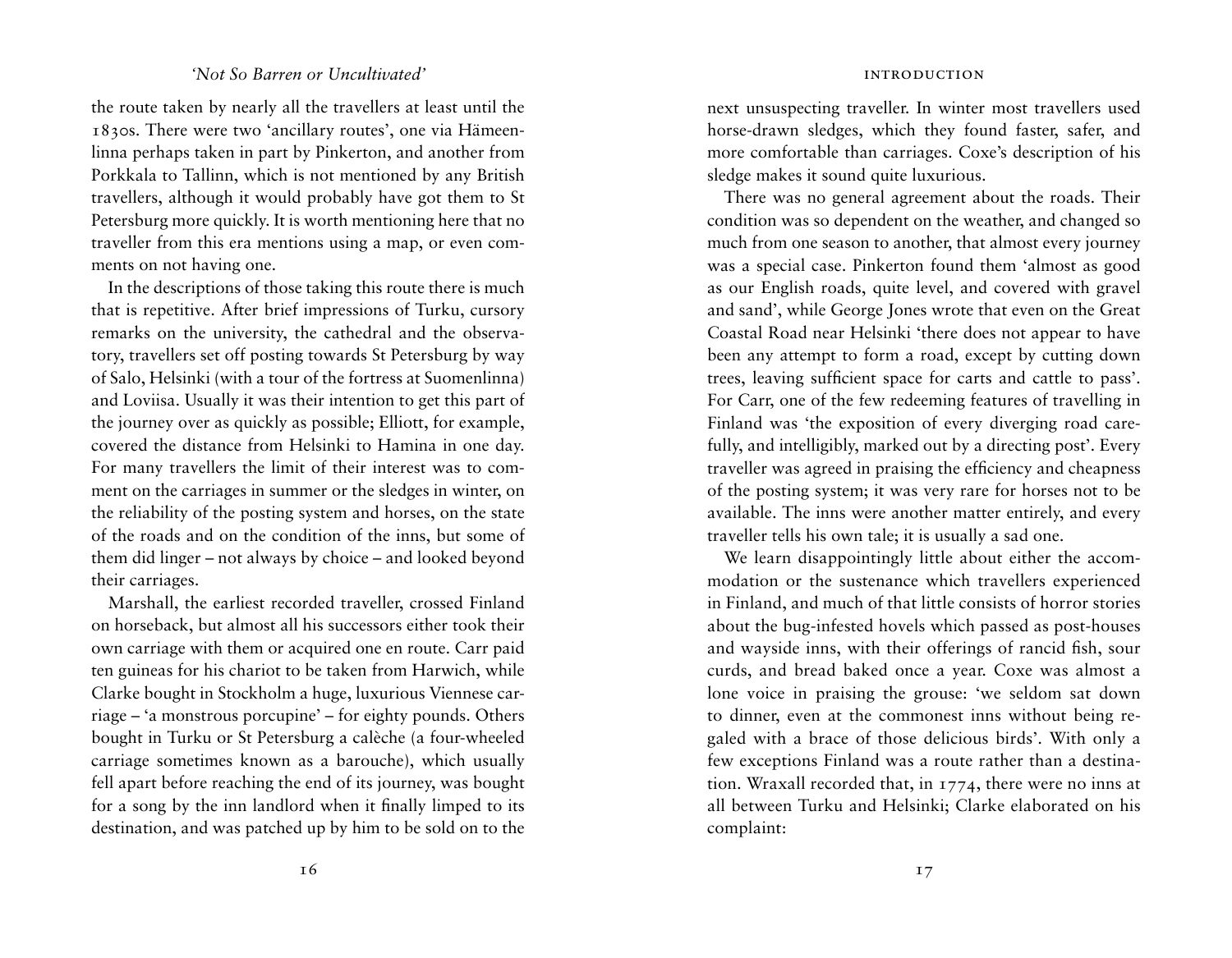the route taken by nearly all the travellers at least until the 1830s. There were two 'ancillary routes', one via Hämeenlinna perhaps taken in part by Pinkerton, and another from Porkkala to Tallinn, which is not mentioned by any British travellers, although it would probably have got them to St Petersburg more quickly. It is worth mentioning here that no traveller from this era mentions using a map, or even comments on not having one.

In the descriptions of those taking this route there is much that is repetitive. After brief impressions of Turku, cursory remarks on the university, the cathedral and the observatory, travellers set off posting towards St Petersburg by way of Salo, Helsinki (with a tour of the fortress at Suomenlinna) and Loviisa. Usually it was their intention to get this part of the journey over as quickly as possible; Elliott, for example, covered the distance from Helsinki to Hamina in one day. For many travellers the limit of their interest was to comment on the carriages in summer or the sledges in winter, on the reliability of the posting system and horses, on the state of the roads and on the condition of the inns, but some of them did linger – not always by choice – and looked beyond their carriages.

Marshall, the earliest recorded traveller, crossed Finland on horseback, but almost all his successors either took their own carriage with them or acquired one en route. Carr paid ten guineas for his chariot to be taken from Harwich, while Clarke bought in Stockholm a huge, luxurious Viennese carriage – 'a monstrous porcupine' – for eighty pounds. Others bought in Turku or St Petersburg a calèche (a four-wheeled carriage sometimes known as a barouche), which usually fell apart before reaching the end of its journey, was bought for a song by the inn landlord when it finally limped to its destination, and was patched up by him to be sold on to the next unsuspecting traveller. In winter most travellers used horse-drawn sledges, which they found faster, safer, and more comfortable than carriages. Coxe's description of his sledge makes it sound quite luxurious.

There was no general agreement about the roads. Their condition was so dependent on the weather, and changed so much from one season to another, that almost every journey was a special case. Pinkerton found them 'almost as good as our English roads, quite level, and covered with gravel and sand', while George Jones wrote that even on the Great Coastal Road near Helsinki 'there does not appear to have been any attempt to form a road, except by cutting down trees, leaving sufficient space for carts and cattle to pass'. For Carr, one of the few redeeming features of travelling in Finland was 'the exposition of every diverging road carefully, and intelligibly, marked out by a directing post'. Every traveller was agreed in praising the efficiency and cheapness of the posting system; it was very rare for horses not to be available. The inns were another matter entirely, and every traveller tells his own tale; it is usually a sad one.

We learn disappointingly little about either the accommodation or the sustenance which travellers experienced in Finland, and much of that little consists of horror stories about the bug-infested hovels which passed as post-houses and wayside inns, with their offerings of rancid fish, sour curds, and bread baked once a year. Coxe was almost a lone voice in praising the grouse: 'we seldom sat down to dinner, even at the commonest inns without being regaled with a brace of those delicious birds'. With only a few exceptions Finland was a route rather than a destination. Wraxall recorded that, in 1774, there were no inns at all between Turku and Helsinki; Clarke elaborated on his complaint: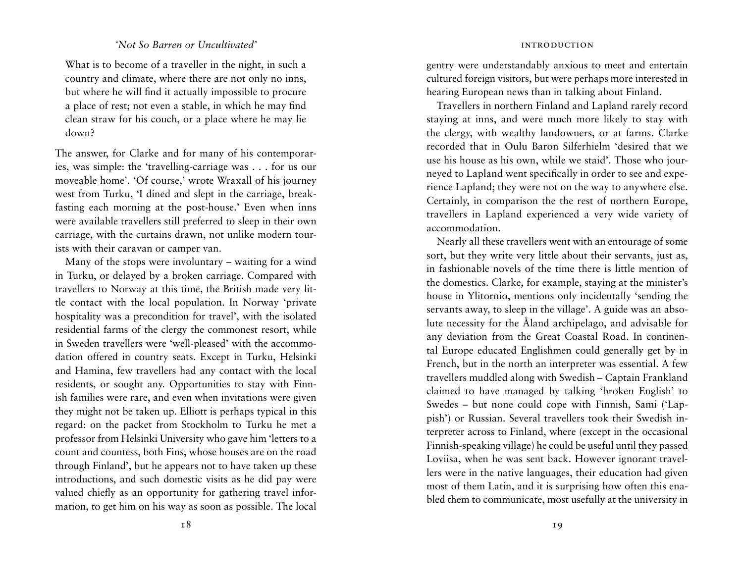What is to become of a traveller in the night, in such a country and climate, where there are not only no inns, but where he will find it actually impossible to procure a place of rest; not even a stable, in which he may find clean straw for his couch, or a place where he may lie down?

The answer, for Clarke and for many of his contemporaries, was simple: the 'travelling-carriage was . . . for us our moveable home'. 'Of course,' wrote Wraxall of his journey west from Turku, 'I dined and slept in the carriage, breakfasting each morning at the post-house.' Even when inns were available travellers still preferred to sleep in their own carriage, with the curtains drawn, not unlike modern tourists with their caravan or camper van.

Many of the stops were involuntary – waiting for a wind in Turku, or delayed by a broken carriage. Compared with travellers to Norway at this time, the British made very little contact with the local population. In Norway 'private hospitality was a precondition for travel', with the isolated residential farms of the clergy the commonest resort, while in Sweden travellers were 'well-pleased' with the accommodation offered in country seats. Except in Turku, Helsinki and Hamina, few travellers had any contact with the local residents, or sought any. Opportunities to stay with Finnish families were rare, and even when invitations were given they might not be taken up. Elliott is perhaps typical in this regard: on the packet from Stockholm to Turku he met a professor from Helsinki University who gave him 'letters to a count and countess, both Fins, whose houses are on the road through Finland', but he appears not to have taken up these introductions, and such domestic visits as he did pay were valued chiefly as an opportunity for gathering travel information, to get him on his way as soon as possible. The local gentry were understandably anxious to meet and entertain cultured foreign visitors, but were perhaps more interested in hearing European news than in talking about Finland.

Travellers in northern Finland and Lapland rarely record staying at inns, and were much more likely to stay with the clergy, with wealthy landowners, or at farms. Clarke recorded that in Oulu Baron Silferhielm 'desired that we use his house as his own, while we staid'. Those who journeyed to Lapland went specifically in order to see and experience Lapland; they were not on the way to anywhere else. Certainly, in comparison the the rest of northern Europe, travellers in Lapland experienced a very wide variety of accommodation.

Nearly all these travellers went with an entourage of some sort, but they write very little about their servants, just as, in fashionable novels of the time there is little mention of the domestics. Clarke, for example, staying at the minister's house in Ylitornio, mentions only incidentally 'sending the servants away, to sleep in the village'. A guide was an absolute necessity for the Åland archipelago, and advisable for any deviation from the Great Coastal Road. In continental Europe educated Englishmen could generally get by in French, but in the north an interpreter was essential. A few travellers muddled along with Swedish – Captain Frankland claimed to have managed by talking 'broken English' to Swedes – but none could cope with Finnish, Sami ('Lappish') or Russian. Several travellers took their Swedish interpreter across to Finland, where (except in the occasional Finnish-speaking village) he could be useful until they passed Loviisa, when he was sent back. However ignorant travellers were in the native languages, their education had given most of them Latin, and it is surprising how often this enabled them to communicate, most usefully at the university in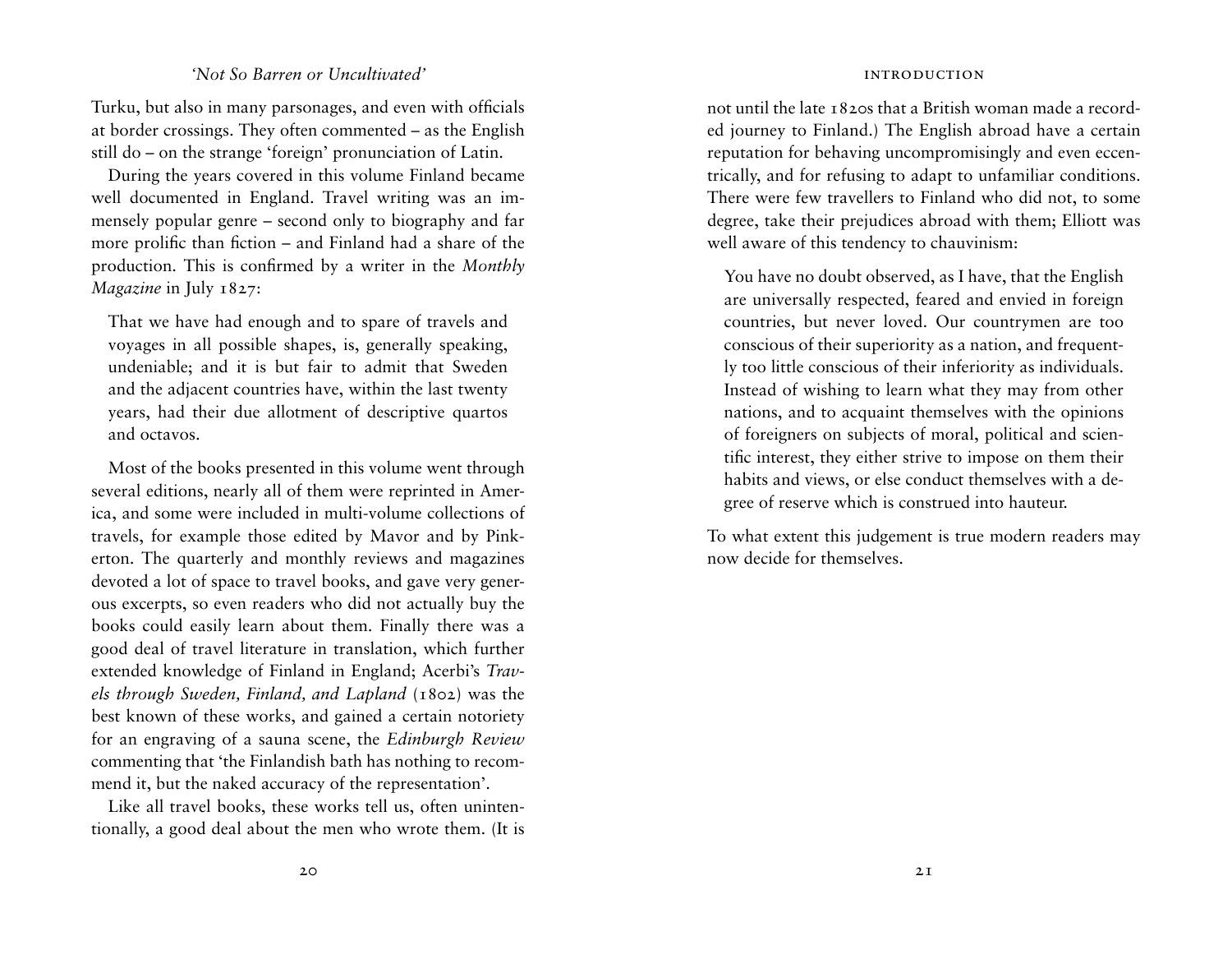Turku, but also in many parsonages, and even with officials at border crossings. They often commented – as the English still do – on the strange 'foreign' pronunciation of Latin.

During the years covered in this volume Finland became well documented in England. Travel writing was an immensely popular genre – second only to biography and far more prolific than fiction – and Finland had a share of the production. This is confirmed by a writer in the *Monthly Magazine* in July 1827:

> That we have had enough and to spare of travels and voyages in all possible shapes, is, generally speaking, undeniable; and it is but fair to admit that Sweden and the adjacent countries have, within the last twenty years, had their due allotment of descriptive quartos and octavos.

Most of the books presented in this volume went through several editions, nearly all of them were reprinted in America, and some were included in multi-volume collections of travels, for example those edited by Mavor and by Pinkerton. The quarterly and monthly reviews and magazines devoted a lot of space to travel books, and gave very generous excerpts, so even readers who did not actually buy the books could easily learn about them. Finally there was a good deal of travel literature in translation, which further extended knowledge of Finland in England; Acerbi's *Travels through Sweden, Finland, and Lapland* (1802) was the best known of these works, and gained a certain notoriety for an engraving of a sauna scene, the *Edinburgh Review* commenting that 'the Finlandish bath has nothing to recommend it, but the naked accuracy of the representation'.

Like all travel books, these works tell us, often unintentionally, a good deal about the men who wrote them. (It is not until the late 1820s that a British woman made a recorded journey to Finland.) The English abroad have a certain reputation for behaving uncompromisingly and even eccentrically, and for refusing to adapt to unfamiliar conditions. There were few travellers to Finland who did not, to some degree, take their prejudices abroad with them; Elliott was well aware of this tendency to chauvinism:

> You have no doubt observed, as I have, that the English are universally respected, feared and envied in foreign countries, but never loved. Our countrymen are too conscious of their superiority as a nation, and frequently too little conscious of their inferiority as individuals. Instead of wishing to learn what they may from other nations, and to acquaint themselves with the opinions of foreigners on subjects of moral, political and scientific interest, they either strive to impose on them their habits and views, or else conduct themselves with a degree of reserve which is construed into hauteur.

To what extent this judgement is true modern readers may now decide for themselves.